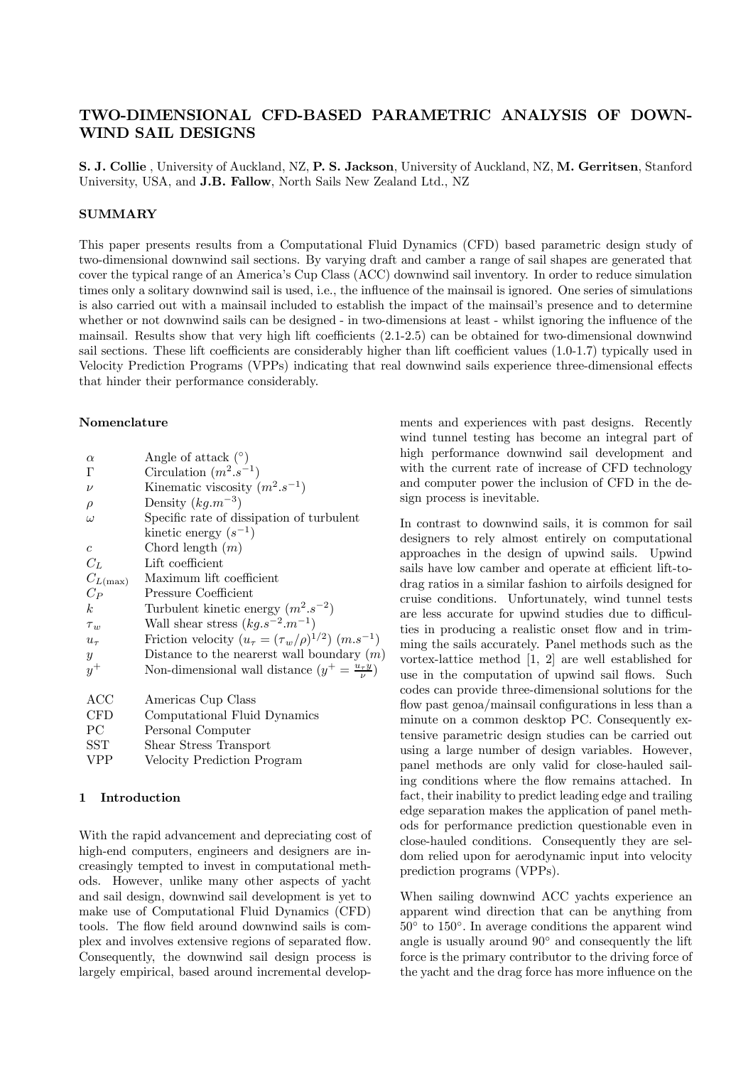# TWO-DIMENSIONAL CFD-BASED PARAMETRIC ANALYSIS OF DOWNWIND SAIL DESIGNS

**S. J. Collie** , University of Auckland, NZ, **P. S. Jackson**, University of Auckland, NZ, **M. Gerritsen**, Stanford University, USA, and **J.B. Fallow**, North Sails New Zealand Ltd., NZ

## SUMMARY

This paper presents results from a Computational Fluid Dynamics (CFD) based parametric design study of two-dimensional downwind sail sections. By varying draft and camber a range of sail shapes are generated that cover the typical range of an America's Cup Class (ACC) downwind sail inventory. In order to reduce simulation times only a solitary downwind sail is used, i.e., the influence of the mainsail is ignored. One series of simulations is also carried out with a mainsail included to establish the impact of the mainsail's presence and to determine whether or not downwind sails can be designed - in two-dimensions at least - whilst ignoring the influence of the mainsail. Results show that very high lift coefficients (2.1-2.5) can be obtained for two-dimensional downwind sail sections. These lift coefficients are considerably higher than lift coefficient values (1.0-1.7) typically used in Velocity Prediction Programs (VPPs) indicating that real downwind sails experience three-dimensional effects that hinder their performance considerably.

### Nomenclature

| | |
|---|---|
| $\alpha$ | Angle of attack ($^{\circ}$) |
| $\Gamma$ | Circulation ($m^2.s^{-1}$) |
| $\nu$ | Kinematic viscosity ($m^2.s^{-1}$) |
| $\rho$ | Density ($kg.m^{-3}$) |
| $\omega$ | Specific rate of dissipation of turbulent kinetic energy ($s^{-1}$) |
| $c$ | Chord length ($m$) |
| $C_L$ | Lift coefficient |
| $C_{L(\max)}$ | Maximum lift coefficient |
| $C_P$ | Pressure Coefficient |
| $k$ | Turbulent kinetic energy ($m^2.s^{-2}$) |
| $\tau_w$ | Wall shear stress ($kg.s^{-2}.m^{-1}$) |
| $u_\tau$ | Friction velocity ($u_\tau = (\tau_w/\rho)^{1/2}$) ($m.s^{-1}$) |
| $y$ | Distance to the nearerst wall boundary ($m$) |
| $y^+$ | Non-dimensional wall distance ($y^+ = \frac{u_\tau y}{\nu}$) |
| ACC | Americas Cup Class |
| CFD | Computational Fluid Dynamics |
| PC | Personal Computer |
| SST | Shear Stress Transport |
| VPP | Velocity Prediction Program |

## 1 Introduction

With the rapid advancement and depreciating cost of high-end computers, engineers and designers are increasingly tempted to invest in computational methods. However, unlike many other aspects of yacht and sail design, downwind sail development is yet to make use of Computational Fluid Dynamics (CFD) tools. The flow field around downwind sails is complex and involves extensive regions of separated flow. Consequently, the downwind sail design process is largely empirical, based around incremental developments and experiences with past designs. Recently wind tunnel testing has become an integral part of high performance downwind sail development and with the current rate of increase of CFD technology and computer power the inclusion of CFD in the design process is inevitable.

In contrast to downwind sails, it is common for sail designers to rely almost entirely on computational approaches in the design of upwind sails. Upwind sails have low camber and operate at efficient lift-to-drag ratios in a similar fashion to airfoils designed for cruise conditions. Unfortunately, wind tunnel tests are less accurate for upwind studies due to difficulties in producing a realistic onset flow and in trimming the sails accurately. Panel methods such as the vortex-lattice method [1, 2] are well established for use in the computation of upwind sail flows. Such codes can provide three-dimensional solutions for the flow past genoa/mainsail configurations in less than a minute on a common desktop PC. Consequently extensive parametric design studies can be carried out using a large number of design variables. However, panel methods are only valid for close-hauled sailing conditions where the flow remains attached. In fact, their inability to predict leading edge and trailing edge separation makes the application of panel methods for performance prediction questionable even in close-hauled conditions. Consequently they are seldom relied upon for aerodynamic input into velocity prediction programs (VPPs).

When sailing downwind ACC yachts experience an apparent wind direction that can be anything from 50° to 150°. In average conditions the apparent wind angle is usually around 90° and consequently the lift force is the primary contributor to the driving force of the yacht and the drag force has more influence on the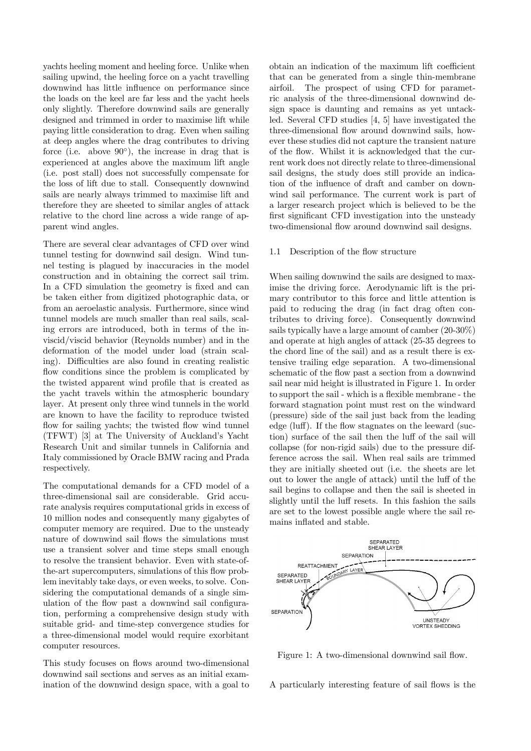yachts heeling moment and heeling force. Unlike when sailing upwind, the heeling force on a yacht travelling downwind has little influence on performance since the loads on the keel are far less and the yacht heels only slightly. Therefore downwind sails are generally designed and trimmed in order to maximise lift while paying little consideration to drag. Even when sailing at deep angles where the drag contributes to driving force (i.e. above 90°), the increase in drag that is experienced at angles above the maximum lift angle (i.e. post stall) does not successfully compensate for the loss of lift due to stall. Consequently downwind sails are nearly always trimmed to maximise lift and therefore they are sheeted to similar angles of attack relative to the chord line across a wide range of apparent wind angles.

There are several clear advantages of CFD over wind tunnel testing for downwind sail design. Wind tunnel testing is plagued by inaccuracies in the model construction and in obtaining the correct sail trim. In a CFD simulation the geometry is fixed and can be taken either from digitized photographic data, or from an aeroelastic analysis. Furthermore, since wind tunnel models are much smaller than real sails, scaling errors are introduced, both in terms of the inviscid/viscid behavior (Reynolds number) and in the deformation of the model under load (strain scaling). Difficulties are also found in creating realistic flow conditions since the problem is complicated by the twisted apparent wind profile that is created as the yacht travels within the atmospheric boundary layer. At present only three wind tunnels in the world are known to have the facility to reproduce twisted flow for sailing yachts; the twisted flow wind tunnel (TFWT) [3] at The University of Auckland's Yacht Research Unit and similar tunnels in California and Italy commissioned by Oracle BMW racing and Prada respectively.

The computational demands for a CFD model of a three-dimensional sail are considerable. Grid accurate analysis requires computational grids in excess of 10 million nodes and consequently many gigabytes of computer memory are required. Due to the unsteady nature of downwind sail flows the simulations must use a transient solver and time steps small enough to resolve the transient behavior. Even with state-of-the-art supercomputers, simulations of this flow problem inevitably take days, or even weeks, to solve. Considering the computational demands of a single simulation of the flow past a downwind sail configuration, performing a comprehensive design study with suitable grid- and time-step convergence studies for a three-dimensional model would require exorbitant computer resources.

This study focuses on flows around two-dimensional downwind sail sections and serves as an initial examination of the downwind design space, with a goal to obtain an indication of the maximum lift coefficient that can be generated from a single thin-membrane airfoil. The prospect of using CFD for parametric analysis of the three-dimensional downwind design space is daunting and remains as yet untackled. Several CFD studies [4, 5] have investigated the three-dimensional flow around downwind sails, however these studies did not capture the transient nature of the flow. Whilst it is acknowledged that the current work does not directly relate to three-dimensional sail designs, the study does still provide an indication of the influence of draft and camber on downwind sail performance. The current work is part of a larger research project which is believed to be the first significant CFD investigation into the unsteady two-dimensional flow around downwind sail designs.

### 1.1 Description of the flow structure

When sailing downwind the sails are designed to maximise the driving force. Aerodynamic lift is the primary contributor to this force and little attention is paid to reducing the drag (in fact drag often contributes to driving force). Consequently downwind sails typically have a large amount of camber (20-30%) and operate at high angles of attack (25-35 degrees to the chord line of the sail) and as a result there is extensive trailing edge separation. A two-dimensional schematic of the flow past a section from a downwind sail near mid height is illustrated in Figure 1. In order to support the sail - which is a flexible membrane - the forward stagnation point must rest on the windward (pressure) side of the sail just back from the leading edge (luff). If the flow stagnates on the leeward (suction) surface of the sail then the luff of the sail will collapse (for non-rigid sails) due to the pressure difference across the sail. When real sails are trimmed they are initially sheeted out (i.e. the sheets are let out to lower the angle of attack) until the luff of the sail begins to collapse and then the sail is sheeted in slightly until the luff resets. In this fashion the sails are set to the lowest possible angle where the sail remains inflated and stable.

Figure 1: A two-dimensional downwind sail flow.

A particularly interesting feature of sail flows is the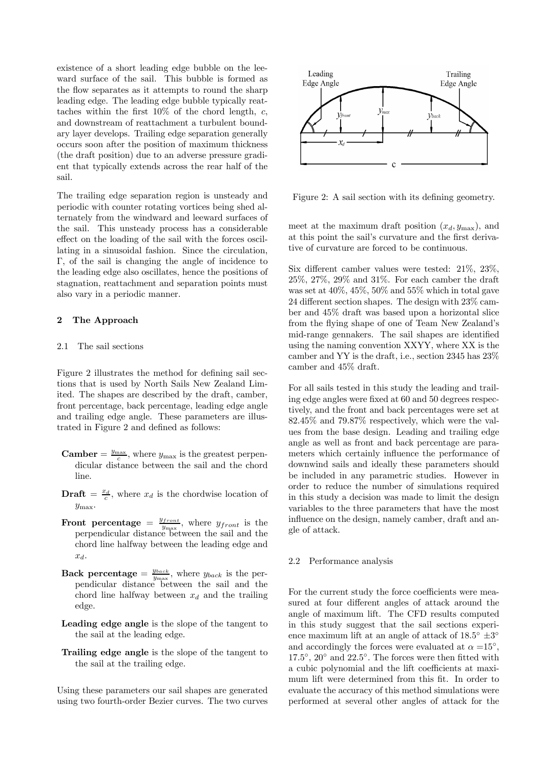existence of a short leading edge bubble on the leeward surface of the sail. This bubble is formed as the flow separates as it attempts to round the sharp leading edge. The leading edge bubble typically reattaches within the first 10% of the chord length, $c$, and downstream of reattachment a turbulent boundary layer develops. Trailing edge separation generally occurs soon after the position of maximum thickness (the draft position) due to an adverse pressure gradient that typically extends across the rear half of the sail.

The trailing edge separation region is unsteady and periodic with counter rotating vortices being shed alternately from the windward and leeward surfaces of the sail. This unsteady process has a considerable effect on the loading of the sail with the forces oscillating in a sinusoidal fashion. Since the circulation, $\Gamma$, of the sail is changing the angle of incidence to the leading edge also oscillates, hence the positions of stagnation, reattachment and separation points must also vary in a periodic manner.

## 2 The Approach

### 2.1 The sail sections

Figure 2 illustrates the method for defining sail sections that is used by North Sails New Zealand Limited. The shapes are described by the draft, camber, front percentage, back percentage, leading edge angle and trailing edge angle. These parameters are illustrated in Figure 2 and defined as follows:

- **Camber** $= \frac{y_{\max}}{c}$, where $y_{\max}$ is the greatest perpendicular distance between the sail and the chord line.
- **Draft** $= \frac{x_d}{c}$, where $x_d$ is the chordwise location of $y_{\max}$.
- **Front percentage** $= \frac{y_{front}}{y_{\max}}$, where $y_{front}$ is the perpendicular distance between the sail and the chord line halfway between the leading edge and $x_d$.
- **Back percentage** $= \frac{y_{back}}{y_{\max}}$, where $y_{back}$ is the perpendicular distance between the sail and the chord line halfway between $x_d$ and the trailing edge.
- **Leading edge angle** is the slope of the tangent to the sail at the leading edge.
- **Trailing edge angle** is the slope of the tangent to the sail at the trailing edge.

Using these parameters our sail shapes are generated using two fourth-order Bezier curves. The two curves meet at the maximum draft position $(x_d, y_{\max})$, and at this point the sail's curvature and the first derivative of curvature are forced to be continuous.

Figure 2: A sail section with its defining geometry.

Six different camber values were tested: 21%, 23%, 25%, 27%, 29% and 31%. For each camber the draft was set at 40%, 45%, 50% and 55% which in total gave 24 different section shapes. The design with 23% camber and 45% draft was based upon a horizontal slice from the flying shape of one of Team New Zealand's mid-range gennakers. The sail shapes are identified using the naming convention XXYY, where XX is the camber and YY is the draft, i.e., section 2345 has 23% camber and 45% draft.

For all sails tested in this study the leading and trailing edge angles were fixed at 60 and 50 degrees respectively, and the front and back percentages were set at 82.45% and 79.87% respectively, which were the values from the base design. Leading and trailing edge angle as well as front and back percentage are parameters which certainly influence the performance of downwind sails and ideally these parameters should be included in any parametric studies. However in order to reduce the number of simulations required in this study a decision was made to limit the design variables to the three parameters that have the most influence on the design, namely camber, draft and angle of attack.

### 2.2 Performance analysis

For the current study the force coefficients were measured at four different angles of attack around the angle of maximum lift. The CFD results computed in this study suggest that the sail sections experience maximum lift at an angle of attack of $18.5° \pm 3°$ and accordingly the forces were evaluated at $\alpha = 15°$, $17.5°$, $20°$ and $22.5°$. The forces were then fitted with a cubic polynomial and the lift coefficients at maximum lift were determined from this fit. In order to evaluate the accuracy of this method simulations were performed at several other angles of attack for the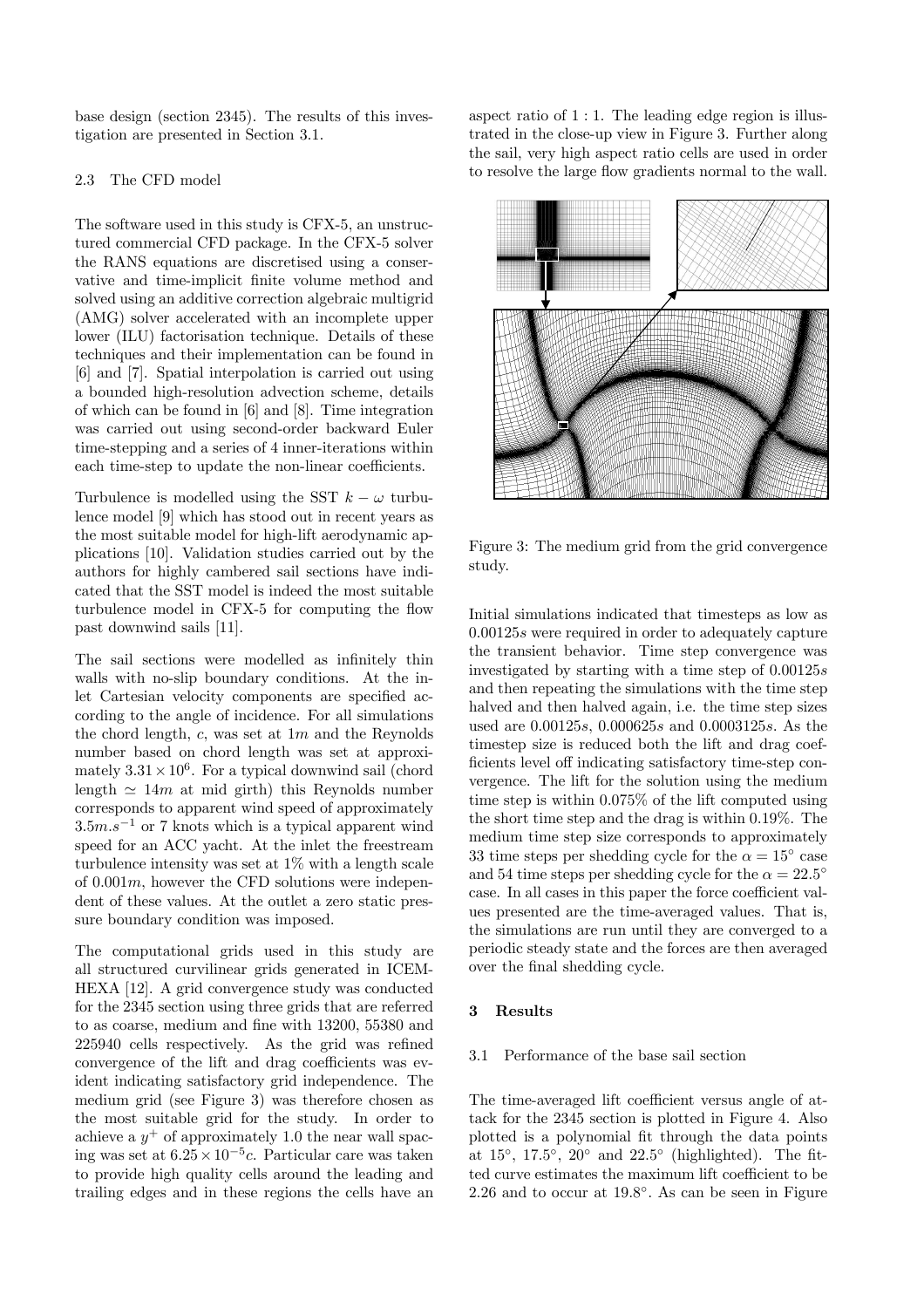base design (section 2345). The results of this investigation are presented in Section 3.1.

### 2.3 The CFD model

The software used in this study is CFX-5, an unstructured commercial CFD package. In the CFX-5 solver the RANS equations are discretised using a conservative and time-implicit finite volume method and solved using an additive correction algebraic multigrid (AMG) solver accelerated with an incomplete upper lower (ILU) factorisation technique. Details of these techniques and their implementation can be found in [6] and [7]. Spatial interpolation is carried out using a bounded high-resolution advection scheme, details of which can be found in [6] and [8]. Time integration was carried out using second-order backward Euler time-stepping and a series of 4 inner-iterations within each time-step to update the non-linear coefficients.

Turbulence is modelled using the SST $k-\omega$ turbulence model [9] which has stood out in recent years as the most suitable model for high-lift aerodynamic applications [10]. Validation studies carried out by the authors for highly cambered sail sections have indicated that the SST model is indeed the most suitable turbulence model in CFX-5 for computing the flow past downwind sails [11].

The sail sections were modelled as infinitely thin walls with no-slip boundary conditions. At the inlet Cartesian velocity components are specified according to the angle of incidence. For all simulations the chord length, $c$, was set at $1m$ and the Reynolds number based on chord length was set at approximately $3.31 \times 10^6$. For a typical downwind sail (chord length $\simeq 14m$ at mid girth) this Reynolds number corresponds to apparent wind speed of approximately $3.5 m.s^{-1}$ or 7 knots which is a typical apparent wind speed for an ACC yacht. At the inlet the freestream turbulence intensity was set at 1% with a length scale of $0.001m$, however the CFD solutions were independent of these values. At the outlet a zero static pressure boundary condition was imposed.

The computational grids used in this study are all structured curvilinear grids generated in ICEM-HEXA [12]. A grid convergence study was conducted for the 2345 section using three grids that are referred to as coarse, medium and fine with 13200, 55380 and 225940 cells respectively. As the grid was refined convergence of the lift and drag coefficients was evident indicating satisfactory grid independence. The medium grid (see Figure 3) was therefore chosen as the most suitable grid for the study. In order to achieve a $y^+$ of approximately 1.0 the near wall spacing was set at $6.25 \times 10^{-5}c$. Particular care was taken to provide high quality cells around the leading and trailing edges and in these regions the cells have an aspect ratio of 1 : 1. The leading edge region is illustrated in the close-up view in Figure 3. Further along the sail, very high aspect ratio cells are used in order to resolve the large flow gradients normal to the wall.

Figure 3: The medium grid from the grid convergence study.

Initial simulations indicated that timesteps as low as $0.00125s$ were required in order to adequately capture the transient behavior. Time step convergence was investigated by starting with a time step of $0.00125s$ and then repeating the simulations with the time step halved and then halved again, i.e. the time step sizes used are $0.00125s$, $0.000625s$ and $0.0003125s$. As the timestep size is reduced both the lift and drag coefficients level off indicating satisfactory time-step convergence. The lift for the solution using the medium time step is within 0.075% of the lift computed using the short time step and the drag is within 0.19%. The medium time step size corresponds to approximately 33 time steps per shedding cycle for the $\alpha = 15^\circ$ case and 54 time steps per shedding cycle for the $\alpha = 22.5^\circ$ case. In all cases in this paper the force coefficient values presented are the time-averaged values. That is, the simulations are run until they are converged to a periodic steady state and the forces are then averaged over the final shedding cycle.

## 3 Results

### 3.1 Performance of the base sail section

The time-averaged lift coefficient versus angle of attack for the 2345 section is plotted in Figure 4. Also plotted is a polynomial fit through the data points at 15°, 17.5°, 20° and 22.5° (highlighted). The fitted curve estimates the maximum lift coefficient to be 2.26 and to occur at 19.8°. As can be seen in Figure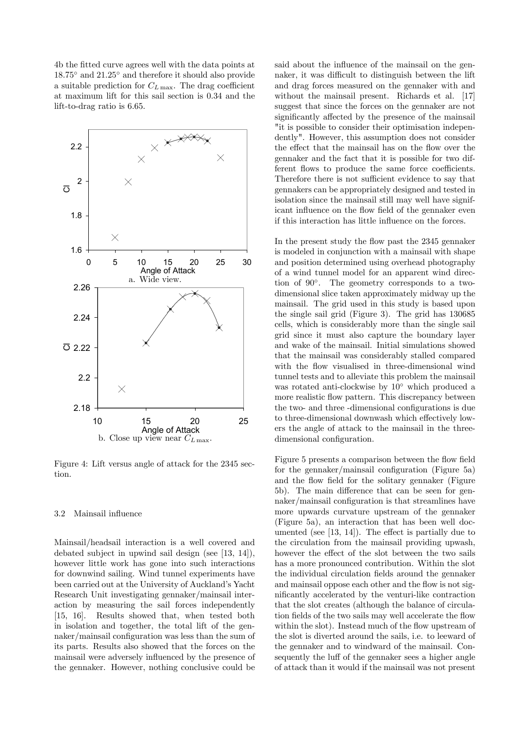4b the fitted curve agrees well with the data points at 18.75° and 21.25° and therefore it should also provide a suitable prediction for $C_{L\max}$. The drag coefficient at maximum lift for this sail section is 0.34 and the lift-to-drag ratio is 6.65.

a. Wide view.

b. Close up view near $C_{L\max}$.

Figure 4: Lift versus angle of attack for the 2345 section.

### 3.2 Mainsail influence

Mainsail/headsail interaction is a well covered and debated subject in upwind sail design (see [13, 14]), however little work has gone into such interactions for downwind sailing. Wind tunnel experiments have been carried out at the University of Auckland's Yacht Research Unit investigating gennaker/mainsail interaction by measuring the sail forces independently [15, 16]. Results showed that, when tested both in isolation and together, the total lift of the gennaker/mainsail configuration was less than the sum of its parts. Results also showed that the forces on the mainsail were adversely influenced by the presence of the gennaker. However, nothing conclusive could be said about the influence of the mainsail on the gennaker, it was difficult to distinguish between the lift and drag forces measured on the gennaker with and without the mainsail present. Richards et al. [17] suggest that since the forces on the gennaker are not significantly affected by the presence of the mainsail "it is possible to consider their optimisation independently". However, this assumption does not consider the effect that the mainsail has on the flow over the gennaker and the fact that it is possible for two different flows to produce the same force coefficients. Therefore there is not sufficient evidence to say that gennakers can be appropriately designed and tested in isolation since the mainsail still may well have significant influence on the flow field of the gennaker even if this interaction has little influence on the forces.

In the present study the flow past the 2345 gennaker is modeled in conjunction with a mainsail with shape and position determined using overhead photography of a wind tunnel model for an apparent wind direction of 90°. The geometry corresponds to a two-dimensional slice taken approximately midway up the mainsail. The grid used in this study is based upon the single sail grid (Figure 3). The grid has 130685 cells, which is considerably more than the single sail grid since it must also capture the boundary layer and wake of the mainsail. Initial simulations showed that the mainsail was considerably stalled compared with the flow visualised in three-dimensional wind tunnel tests and to alleviate this problem the mainsail was rotated anti-clockwise by 10° which produced a more realistic flow pattern. This discrepancy between the two- and three -dimensional configurations is due to three-dimensional downwash which effectively lowers the angle of attack to the mainsail in the three-dimensional configuration.

Figure 5 presents a comparison between the flow field for the gennaker/mainsail configuration (Figure 5a) and the flow field for the solitary gennaker (Figure 5b). The main difference that can be seen for gennaker/mainsail configuration is that streamlines have more upwards curvature upstream of the gennaker (Figure 5a), an interaction that has been well documented (see [13, 14]). The effect is partially due to the circulation from the mainsail providing upwash, however the effect of the slot between the two sails has a more pronounced contribution. Within the slot the individual circulation fields around the gennaker and mainsail oppose each other and the flow is not significantly accelerated by the venturi-like contraction that the slot creates (although the balance of circulation fields of the two sails may well accelerate the flow within the slot). Instead much of the flow upstream of the slot is diverted around the sails, i.e. to leeward of the gennaker and to windward of the mainsail. Consequently the luff of the gennaker sees a higher angle of attack than it would if the mainsail was not present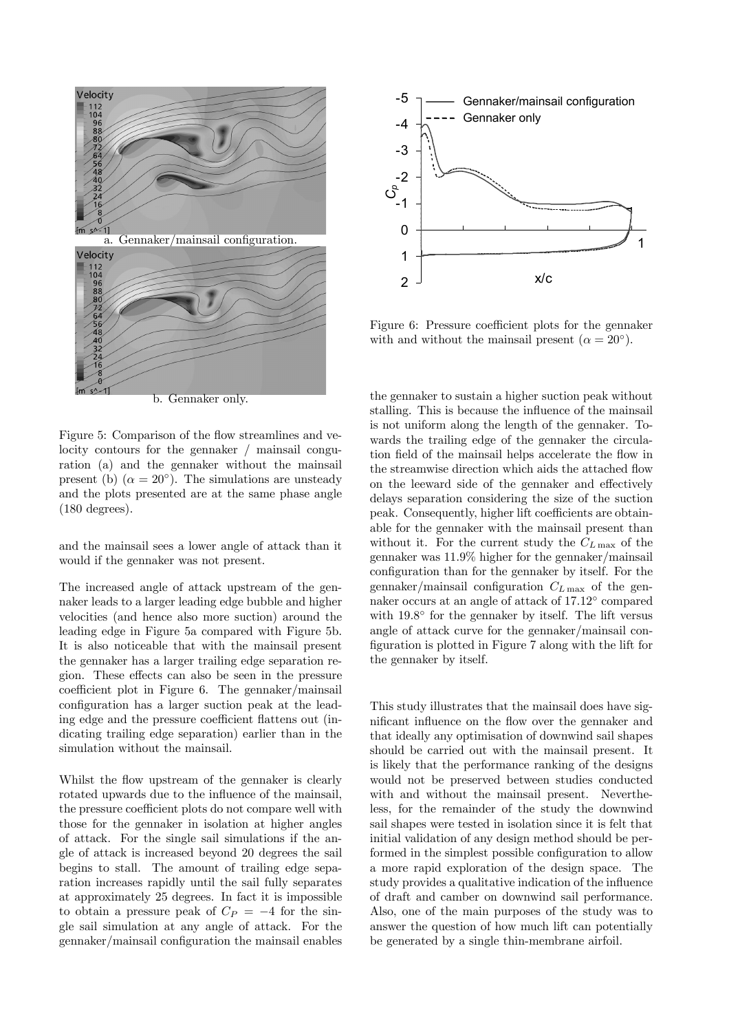Figure 5: Comparison of the flow streamlines and velocity contours for the gennaker / mainsail conguration (a) and the gennaker without the mainsail present (b) ($\alpha = 20°$). The simulations are unsteady and the plots presented are at the same phase angle (180 degrees).

Figure 6: Pressure coefficient plots for the gennaker with and without the mainsail present ($\alpha = 20°$).

and the mainsail sees a lower angle of attack than it would if the gennaker was not present.

The increased angle of attack upstream of the gennaker leads to a larger leading edge bubble and higher velocities (and hence also more suction) around the leading edge in Figure 5a compared with Figure 5b. It is also noticeable that with the mainsail present the gennaker has a larger trailing edge separation region. These effects can also be seen in the pressure coefficient plot in Figure 6. The gennaker/mainsail configuration has a larger suction peak at the leading edge and the pressure coefficient flattens out (indicating trailing edge separation) earlier than in the simulation without the mainsail.

Whilst the flow upstream of the gennaker is clearly rotated upwards due to the influence of the mainsail, the pressure coefficient plots do not compare well with those for the gennaker in isolation at higher angles of attack. For the single sail simulations if the angle of attack is increased beyond 20 degrees the sail begins to stall. The amount of trailing edge separation increases rapidly until the sail fully separates at approximately 25 degrees. In fact it is impossible to obtain a pressure peak of $C_P = -4$ for the single sail simulation at any angle of attack. For the gennaker/mainsail configuration the mainsail enables the gennaker to sustain a higher suction peak without stalling. This is because the influence of the mainsail is not uniform along the length of the gennaker. Towards the trailing edge of the gennaker the circulation field of the mainsail helps accelerate the flow in the streamwise direction which aids the attached flow on the leeward side of the gennaker and effectively delays separation considering the size of the suction peak. Consequently, higher lift coefficients are obtainable for the gennaker with the mainsail present than without it. For the current study the $C_{L\,\max}$ of the gennaker was 11.9% higher for the gennaker/mainsail configuration than for the gennaker by itself. For the gennaker/mainsail configuration $C_{L\,\max}$ of the gennaker occurs at an angle of attack of 17.12° compared with 19.8° for the gennaker by itself. The lift versus angle of attack curve for the gennaker/mainsail configuration is plotted in Figure 7 along with the lift for the gennaker by itself.

This study illustrates that the mainsail does have significant influence on the flow over the gennaker and that ideally any optimisation of downwind sail shapes should be carried out with the mainsail present. It is likely that the performance ranking of the designs would not be preserved between studies conducted with and without the mainsail present. Nevertheless, for the remainder of the study the downwind sail shapes were tested in isolation since it is felt that initial validation of any design method should be performed in the simplest possible configuration to allow a more rapid exploration of the design space. The study provides a qualitative indication of the influence of draft and camber on downwind sail performance. Also, one of the main purposes of the study was to answer the question of how much lift can potentially be generated by a single thin-membrane airfoil.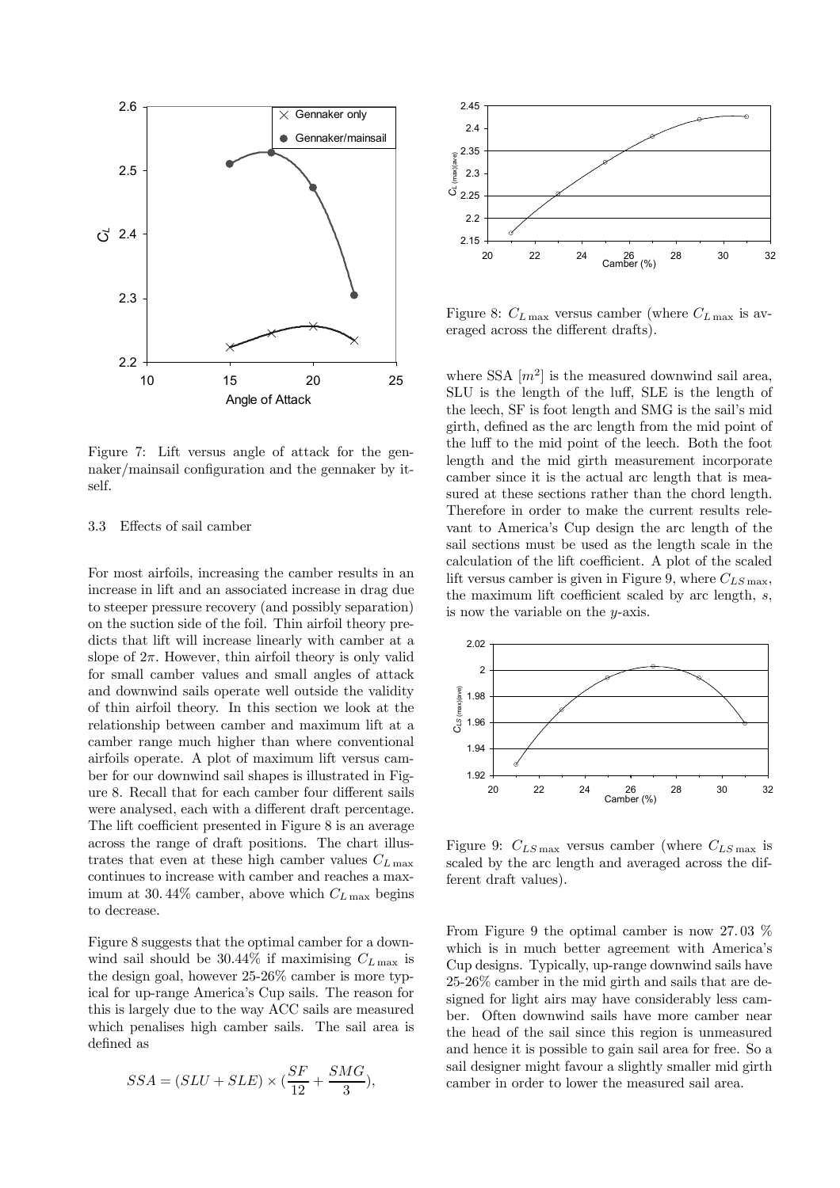Figure 7: Lift versus angle of attack for the gennaker/mainsail configuration and the gennaker by itself.

### 3.3 Effects of sail camber

For most airfoils, increasing the camber results in an increase in lift and an associated increase in drag due to steeper pressure recovery (and possibly separation) on the suction side of the foil. Thin airfoil theory predicts that lift will increase linearly with camber at a slope of $2\pi$. However, thin airfoil theory is only valid for small camber values and small angles of attack and downwind sails operate well outside the validity of thin airfoil theory. In this section we look at the relationship between camber and maximum lift at a camber range much higher than where conventional airfoils operate. A plot of maximum lift versus camber for our downwind sail shapes is illustrated in Figure 8. Recall that for each camber four different sails were analysed, each with a different draft percentage. The lift coefficient presented in Figure 8 is an average across the range of draft positions. The chart illustrates that even at these high camber values $C_{L\max}$ continues to increase with camber and reaches a maximum at 30.44% camber, above which $C_{L\max}$ begins to decrease.

Figure 8 suggests that the optimal camber for a downwind sail should be 30.44% if maximising $C_{L\max}$ is the design goal, however 25-26% camber is more typical for up-range America's Cup sails. The reason for this is largely due to the way ACC sails are measured which penalises high camber sails. The sail area is defined as

$$SSA = (SLU + SLE) \times (\frac{SF}{12} + \frac{SMG}{3}),$$

Figure 8: $C_{L\max}$ versus camber (where $C_{L\max}$ is averaged across the different drafts).

where SSA $[m^2]$ is the measured downwind sail area, SLU is the length of the luff, SLE is the length of the leech, SF is foot length and SMG is the sail's mid girth, defined as the arc length from the mid point of the luff to the mid point of the leech. Both the foot length and the mid girth measurement incorporate camber since it is the actual arc length that is measured at these sections rather than the chord length. Therefore in order to make the current results relevant to America's Cup design the arc length of the sail sections must be used as the length scale in the calculation of the lift coefficient. A plot of the scaled lift versus camber is given in Figure 9, where $C_{LS\max}$, the maximum lift coefficient scaled by arc length, $s$, is now the variable on the $y$-axis.

Figure 9: $C_{LS\max}$ versus camber (where $C_{LS\max}$ is scaled by the arc length and averaged across the different draft values).

From Figure 9 the optimal camber is now 27.03 % which is in much better agreement with America's Cup designs. Typically, up-range downwind sails have 25-26% camber in the mid girth and sails that are designed for light airs may have considerably less camber. Often downwind sails have more camber near the head of the sail since this region is unmeasured and hence it is possible to gain sail area for free. So a sail designer might favour a slightly smaller mid girth camber in order to lower the measured sail area.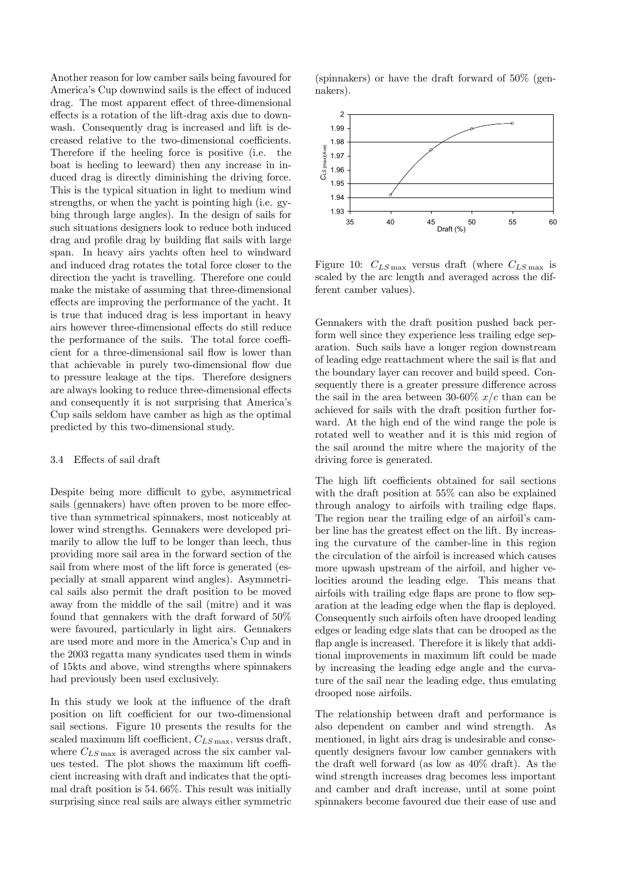Another reason for low camber sails being favoured for America's Cup downwind sails is the effect of induced drag. The most apparent effect of three-dimensional effects is a rotation of the lift-drag axis due to downwash. Consequently drag is increased and lift is decreased relative to the two-dimensional coefficients. Therefore if the heeling force is positive (i.e. the boat is heeling to leeward) then any increase in induced drag is directly diminishing the driving force. This is the typical situation in light to medium wind strengths, or when the yacht is pointing high (i.e. gybing through large angles). In the design of sails for such situations designers look to reduce both induced drag and profile drag by building flat sails with large span. In heavy airs yachts often heel to windward and induced drag rotates the total force closer to the direction the yacht is travelling. Therefore one could make the mistake of assuming that three-dimensional effects are improving the performance of the yacht. It is true that induced drag is less important in heavy airs however three-dimensional effects do still reduce the performance of the sails. The total force coefficient for a three-dimensional sail flow is lower than that achievable in purely two-dimensional flow due to pressure leakage at the tips. Therefore designers are always looking to reduce three-dimensional effects and consequently it is not surprising that America's Cup sails seldom have camber as high as the optimal predicted by this two-dimensional study.

### 3.4 Effects of sail draft

Despite being more difficult to gybe, asymmetrical sails (gennakers) have often proven to be more effective than symmetrical spinnakers, most noticeably at lower wind strengths. Gennakers were developed primarily to allow the luff to be longer than leech, thus providing more sail area in the forward section of the sail from where most of the lift force is generated (especially at small apparent wind angles). Asymmetrical sails also permit the draft position to be moved away from the middle of the sail (mitre) and it was found that gennakers with the draft forward of 50% were favoured, particularly in light airs. Gennakers are used more and more in the America's Cup and in the 2003 regatta many syndicates used them in winds of 15kts and above, wind strengths where spinnakers had previously been used exclusively.

In this study we look at the influence of the draft position on lift coefficient for our two-dimensional sail sections. Figure 10 presents the results for the scaled maximum lift coefficient, $C_{LS\,\max}$, versus draft, where $C_{LS\,\max}$ is averaged across the six camber values tested. The plot shows the maximum lift coefficient increasing with draft and indicates that the optimal draft position is 54.66%. This result was initially surprising since real sails are always either symmetric (spinnakers) or have the draft forward of 50% (gennakers).

Figure 10: $C_{LS\,\max}$ versus draft (where $C_{LS\,\max}$ is scaled by the arc length and averaged across the different camber values).

Gennakers with the draft position pushed back perform well since they experience less trailing edge separation. Such sails have a longer region downstream of leading edge reattachment where the sail is flat and the boundary layer can recover and build speed. Consequently there is a greater pressure difference across the sail in the area between 30-60% $x/c$ than can be achieved for sails with the draft position further forward. At the high end of the wind range the pole is rotated well to weather and it is this mid region of the sail around the mitre where the majority of the driving force is generated.

The high lift coefficients obtained for sail sections with the draft position at 55% can also be explained through analogy to airfoils with trailing edge flaps. The region near the trailing edge of an airfoil's camber line has the greatest effect on the lift. By increasing the curvature of the camber-line in this region the circulation of the airfoil is increased which causes more upwash upstream of the airfoil, and higher velocities around the leading edge. This means that airfoils with trailing edge flaps are prone to flow separation at the leading edge when the flap is deployed. Consequently such airfoils often have drooped leading edges or leading edge slats that can be drooped as the flap angle is increased. Therefore it is likely that additional improvements in maximum lift could be made by increasing the leading edge angle and the curvature of the sail near the leading edge, thus emulating drooped nose airfoils.

The relationship between draft and performance is also dependent on camber and wind strength. As mentioned, in light airs drag is undesirable and consequently designers favour low camber gennakers with the draft well forward (as low as 40% draft). As the wind strength increases drag becomes less important and camber and draft increase, until at some point spinnakers become favoured due their ease of use and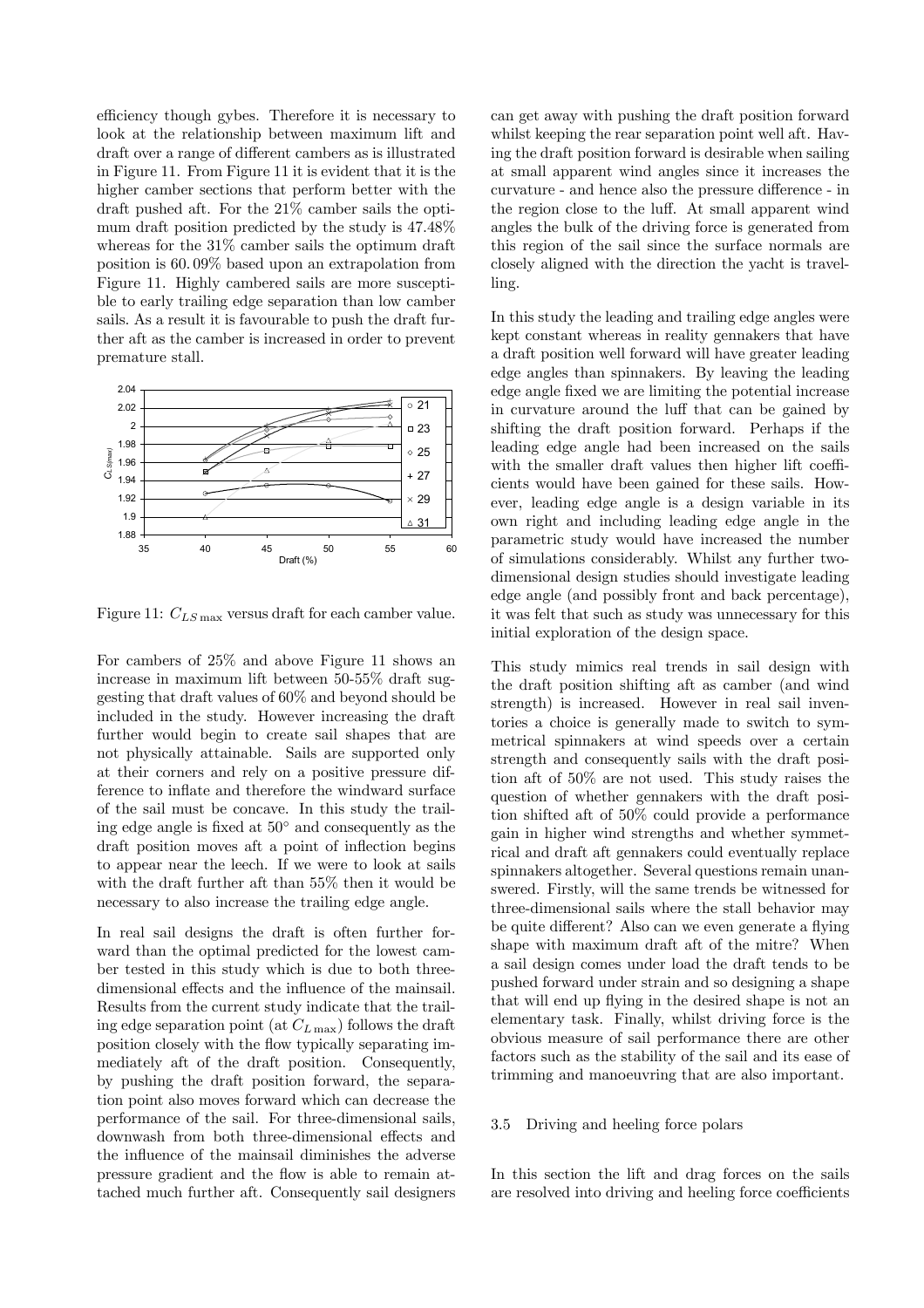efficiency though gybes. Therefore it is necessary to look at the relationship between maximum lift and draft over a range of different cambers as is illustrated in Figure 11. From Figure 11 it is evident that it is the higher camber sections that perform better with the draft pushed aft. For the 21% camber sails the optimum draft position predicted by the study is 47.48% whereas for the 31% camber sails the optimum draft position is 60. 09% based upon an extrapolation from Figure 11. Highly cambered sails are more susceptible to early trailing edge separation than low camber sails. As a result it is favourable to push the draft further aft as the camber is increased in order to prevent premature stall.

Figure 11: $C_{LS\,\max}$ versus draft for each camber value.

For cambers of 25% and above Figure 11 shows an increase in maximum lift between 50-55% draft suggesting that draft values of 60% and beyond should be included in the study. However increasing the draft further would begin to create sail shapes that are not physically attainable. Sails are supported only at their corners and rely on a positive pressure difference to inflate and therefore the windward surface of the sail must be concave. In this study the trailing edge angle is fixed at 50° and consequently as the draft position moves aft a point of inflection begins to appear near the leech. If we were to look at sails with the draft further aft than 55% then it would be necessary to also increase the trailing edge angle.

In real sail designs the draft is often further forward than the optimal predicted for the lowest camber tested in this study which is due to both three-dimensional effects and the influence of the mainsail. Results from the current study indicate that the trailing edge separation point (at $C_{L\,\max}$) follows the draft position closely with the flow typically separating immediately aft of the draft position. Consequently, by pushing the draft position forward, the separation point also moves forward which can decrease the performance of the sail. For three-dimensional sails, downwash from both three-dimensional effects and the influence of the mainsail diminishes the adverse pressure gradient and the flow is able to remain attached much further aft. Consequently sail designers can get away with pushing the draft position forward whilst keeping the rear separation point well aft. Having the draft position forward is desirable when sailing at small apparent wind angles since it increases the curvature - and hence also the pressure difference - in the region close to the luff. At small apparent wind angles the bulk of the driving force is generated from this region of the sail since the surface normals are closely aligned with the direction the yacht is travelling.

In this study the leading and trailing edge angles were kept constant whereas in reality gennakers that have a draft position well forward will have greater leading edge angles than spinnakers. By leaving the leading edge angle fixed we are limiting the potential increase in curvature around the luff that can be gained by shifting the draft position forward. Perhaps if the leading edge angle had been increased on the sails with the smaller draft values then higher lift coefficients would have been gained for these sails. However, leading edge angle is a design variable in its own right and including leading edge angle in the parametric study would have increased the number of simulations considerably. Whilst any further two-dimensional design studies should investigate leading edge angle (and possibly front and back percentage), it was felt that such as study was unnecessary for this initial exploration of the design space.

This study mimics real trends in sail design with the draft position shifting aft as camber (and wind strength) is increased. However in real sail inventories a choice is generally made to switch to symmetrical spinnakers at wind speeds over a certain strength and consequently sails with the draft position aft of 50% are not used. This study raises the question of whether gennakers with the draft position shifted aft of 50% could provide a performance gain in higher wind strengths and whether symmetrical and draft aft gennakers could eventually replace spinnakers altogether. Several questions remain unanswered. Firstly, will the same trends be witnessed for three-dimensional sails where the stall behavior may be quite different? Also can we even generate a flying shape with maximum draft aft of the mitre? When a sail design comes under load the draft tends to be pushed forward under strain and so designing a shape that will end up flying in the desired shape is not an elementary task. Finally, whilst driving force is the obvious measure of sail performance there are other factors such as the stability of the sail and its ease of trimming and manoeuvring that are also important.

### 3.5 Driving and heeling force polars

In this section the lift and drag forces on the sails are resolved into driving and heeling force coefficients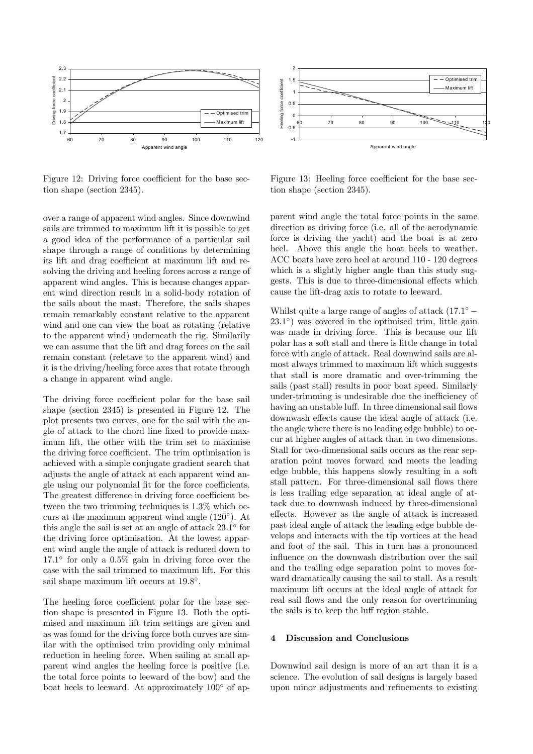Figure 12: Driving force coefficient for the base section shape (section 2345).

Figure 13: Heeling force coefficient for the base section shape (section 2345).

over a range of apparent wind angles. Since downwind sails are trimmed to maximum lift it is possible to get a good idea of the performance of a particular sail shape through a range of conditions by determining its lift and drag coefficient at maximum lift and resolving the driving and heeling forces across a range of apparent wind angles. This is because changes apparent wind direction result in a solid-body rotation of the sails about the mast. Therefore, the sails shapes remain remarkably constant relative to the apparent wind and one can view the boat as rotating (relative to the apparent wind) underneath the rig. Similarily we can assume that the lift and drag forces on the sail remain constant (reletave to the apparent wind) and it is the driving/heeling force axes that rotate through a change in apparent wind angle.

The driving force coefficient polar for the base sail shape (section 2345) is presented in Figure 12. The plot presents two curves, one for the sail with the angle of attack to the chord line fixed to provide maximum lift, the other with the trim set to maximise the driving force coefficient. The trim optimisation is achieved with a simple conjugate gradient search that adjusts the angle of attack at each apparent wind angle using our polynomial fit for the force coefficients. The greatest difference in driving force coefficient between the two trimming techniques is 1.3% which occurs at the maximum apparent wind angle (120°). At this angle the sail is set at an angle of attack 23.1° for the driving force optimisation. At the lowest apparent wind angle the angle of attack is reduced down to 17.1° for only a 0.5% gain in driving force over the case with the sail trimmed to maximum lift. For this sail shape maximum lift occurs at 19.8°.

The heeling force coefficient polar for the base section shape is presented in Figure 13. Both the optimised and maximum lift trim settings are given and as was found for the driving force both curves are similar with the optimised trim providing only minimal reduction in heeling force. When sailing at small apparent wind angles the heeling force is positive (i.e. the total force points to leeward of the bow) and the boat heels to leeward. At approximately 100° of apparent wind angle the total force points in the same direction as driving force (i.e. all of the aerodynamic force is driving the yacht) and the boat is at zero heel. Above this angle the boat heels to weather. ACC boats have zero heel at around 110 - 120 degrees which is a slightly higher angle than this study suggests. This is due to three-dimensional effects which cause the lift-drag axis to rotate to leeward.

Whilst quite a large range of angles of attack (17.1° − 23.1°) was covered in the optimised trim, little gain was made in driving force. This is because our lift polar has a soft stall and there is little change in total force with angle of attack. Real downwind sails are almost always trimmed to maximum lift which suggests that stall is more dramatic and over-trimming the sails (past stall) results in poor boat speed. Similarly under-trimming is undesirable due the inefficiency of having an unstable luff. In three dimensional sail flows downwash effects cause the ideal angle of attack (i.e. the angle where there is no leading edge bubble) to occur at higher angles of attack than in two dimensions. Stall for two-dimensional sails occurs as the rear separation point moves forward and meets the leading edge bubble, this happens slowly resulting in a soft stall pattern. For three-dimensional sail flows there is less trailing edge separation at ideal angle of attack due to downwash induced by three-dimensional effects. However as the angle of attack is increased past ideal angle of attack the leading edge bubble develops and interacts with the tip vortices at the head and foot of the sail. This in turn has a pronounced influence on the downwash distribution over the sail and the trailing edge separation point to moves forward dramatically causing the sail to stall. As a result maximum lift occurs at the ideal angle of attack for real sail flows and the only reason for overtrimming the sails is to keep the luff region stable.

## 4 Discussion and Conclusions

Downwind sail design is more of an art than it is a science. The evolution of sail designs is largely based upon minor adjustments and refinements to existing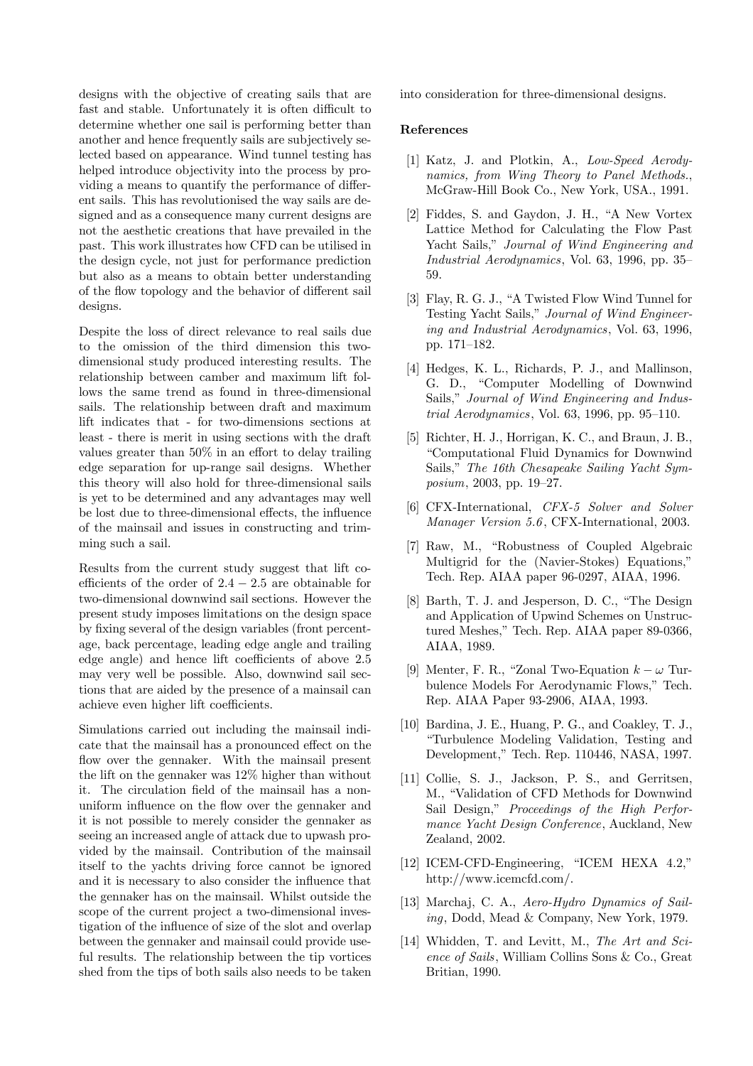designs with the objective of creating sails that are fast and stable. Unfortunately it is often difficult to determine whether one sail is performing better than another and hence frequently sails are subjectively selected based on appearance. Wind tunnel testing has helped introduce objectivity into the process by providing a means to quantify the performance of different sails. This has revolutionised the way sails are designed and as a consequence many current designs are not the aesthetic creations that have prevailed in the past. This work illustrates how CFD can be utilised in the design cycle, not just for performance prediction but also as a means to obtain better understanding of the flow topology and the behavior of different sail designs.

Despite the loss of direct relevance to real sails due to the omission of the third dimension this two-dimensional study produced interesting results. The relationship between camber and maximum lift follows the same trend as found in three-dimensional sails. The relationship between draft and maximum lift indicates that - for two-dimensions sections at least - there is merit in using sections with the draft values greater than 50% in an effort to delay trailing edge separation for up-range sail designs. Whether this theory will also hold for three-dimensional sails is yet to be determined and any advantages may well be lost due to three-dimensional effects, the influence of the mainsail and issues in constructing and trimming such a sail.

Results from the current study suggest that lift coefficients of the order of $2.4 - 2.5$ are obtainable for two-dimensional downwind sail sections. However the present study imposes limitations on the design space by fixing several of the design variables (front percentage, back percentage, leading edge angle and trailing edge angle) and hence lift coefficients of above 2.5 may very well be possible. Also, downwind sail sections that are aided by the presence of a mainsail can achieve even higher lift coefficients.

Simulations carried out including the mainsail indicate that the mainsail has a pronounced effect on the flow over the gennaker. With the mainsail present the lift on the gennaker was 12% higher than without it. The circulation field of the mainsail has a non-uniform influence on the flow over the gennaker and it is not possible to merely consider the gennaker as seeing an increased angle of attack due to upwash provided by the mainsail. Contribution of the mainsail itself to the yachts driving force cannot be ignored and it is necessary to also consider the influence that the gennaker has on the mainsail. Whilst outside the scope of the current project a two-dimensional investigation of the influence of size of the slot and overlap between the gennaker and mainsail could provide useful results. The relationship between the tip vortices shed from the tips of both sails also needs to be taken into consideration for three-dimensional designs.

### References

[1] Katz, J. and Plotkin, A., *Low-Speed Aerodynamics, from Wing Theory to Panel Methods.*, McGraw-Hill Book Co., New York, USA., 1991.

[2] Fiddes, S. and Gaydon, J. H., "A New Vortex Lattice Method for Calculating the Flow Past Yacht Sails," *Journal of Wind Engineering and Industrial Aerodynamics*, Vol. 63, 1996, pp. 35–59.

[3] Flay, R. G. J., "A Twisted Flow Wind Tunnel for Testing Yacht Sails," *Journal of Wind Engineering and Industrial Aerodynamics*, Vol. 63, 1996, pp. 171–182.

[4] Hedges, K. L., Richards, P. J., and Mallinson, G. D., "Computer Modelling of Downwind Sails," *Journal of Wind Engineering and Industrial Aerodynamics*, Vol. 63, 1996, pp. 95–110.

[5] Richter, H. J., Horrigan, K. C., and Braun, J. B., "Computational Fluid Dynamics for Downwind Sails," *The 16th Chesapeake Sailing Yacht Symposium*, 2003, pp. 19–27.

[6] CFX-International, *CFX-5 Solver and Solver Manager Version 5.6*, CFX-International, 2003.

[7] Raw, M., "Robustness of Coupled Algebraic Multigrid for the (Navier-Stokes) Equations," Tech. Rep. AIAA paper 96-0297, AIAA, 1996.

[8] Barth, T. J. and Jesperson, D. C., "The Design and Application of Upwind Schemes on Unstructured Meshes," Tech. Rep. AIAA paper 89-0366, AIAA, 1989.

[9] Menter, F. R., "Zonal Two-Equation $k-\omega$ Turbulence Models For Aerodynamic Flows," Tech. Rep. AIAA Paper 93-2906, AIAA, 1993.

[10] Bardina, J. E., Huang, P. G., and Coakley, T. J., "Turbulence Modeling Validation, Testing and Development," Tech. Rep. 110446, NASA, 1997.

[11] Collie, S. J., Jackson, P. S., and Gerritsen, M., "Validation of CFD Methods for Downwind Sail Design," *Proceedings of the High Performance Yacht Design Conference*, Auckland, New Zealand, 2002.

[12] ICEM-CFD-Engineering, "ICEM HEXA 4.2," http://www.icemcfd.com/.

[13] Marchaj, C. A., *Aero-Hydro Dynamics of Sailing*, Dodd, Mead & Company, New York, 1979.

[14] Whidden, T. and Levitt, M., *The Art and Science of Sails*, William Collins Sons & Co., Great Britian, 1990.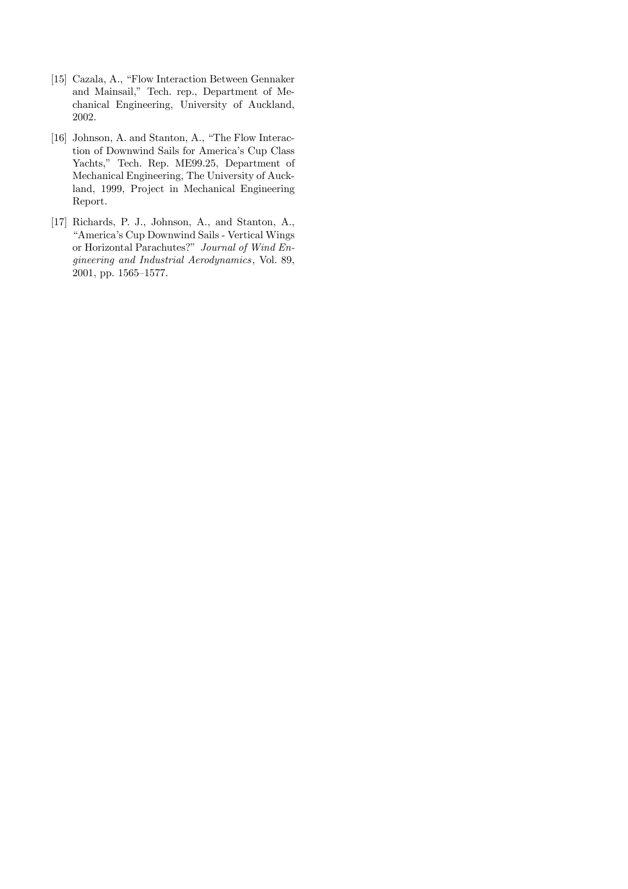[15] Cazala, A., "Flow Interaction Between Gennaker and Mainsail," Tech. rep., Department of Mechanical Engineering, University of Auckland, 2002.

[16] Johnson, A. and Stanton, A., "The Flow Interaction of Downwind Sails for America's Cup Class Yachts," Tech. Rep. ME99.25, Department of Mechanical Engineering, The University of Auckland, 1999, Project in Mechanical Engineering Report.

[17] Richards, P. J., Johnson, A., and Stanton, A., "America's Cup Downwind Sails - Vertical Wings or Horizontal Parachutes?" *Journal of Wind Engineering and Industrial Aerodynamics*, Vol. 89, 2001, pp. 1565–1577.